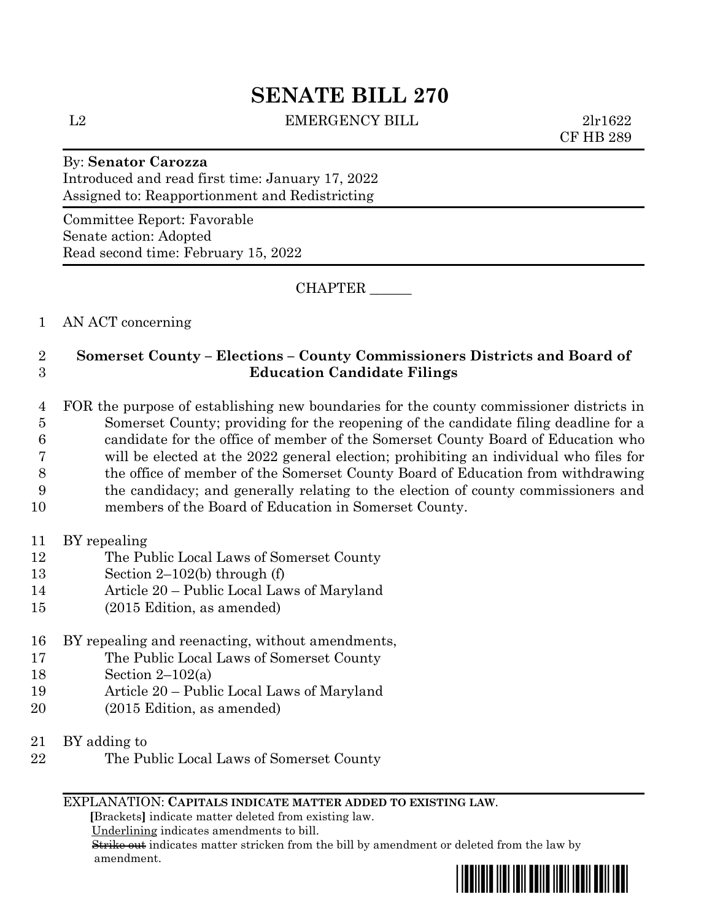# SENATE BILL 270

L2 EMERGENCY BILL 2lr1622
CF HB 289

By: **Senator Carozza**
Introduced and read first time: January 17, 2022
Assigned to: Reapportionment and Redistricting

Committee Report: Favorable
Senate action: Adopted
Read second time: February 15, 2022

CHAPTER ______

1 AN ACT concerning

2 **Somerset County – Elections – County Commissioners Districts and Board of**
3 **Education Candidate Filings**

4 FOR the purpose of establishing new boundaries for the county commissioner districts in
5 Somerset County; providing for the reopening of the candidate filing deadline for a
6 candidate for the office of member of the Somerset County Board of Education who
7 will be elected at the 2022 general election; prohibiting an individual who files for
8 the office of member of the Somerset County Board of Education from withdrawing
9 the candidacy; and generally relating to the election of county commissioners and
10 members of the Board of Education in Somerset County.

11 BY repealing
12 The Public Local Laws of Somerset County
13 Section 2–102(b) through (f)
14 Article 20 – Public Local Laws of Maryland
15 (2015 Edition, as amended)

16 BY repealing and reenacting, without amendments,
17 The Public Local Laws of Somerset County
18 Section 2–102(a)
19 Article 20 – Public Local Laws of Maryland
20 (2015 Edition, as amended)

21 BY adding to
22 The Public Local Laws of Somerset County

EXPLANATION: **CAPITALS INDICATE MATTER ADDED TO EXISTING LAW.**
**[**Brackets**]** indicate matter deleted from existing law.
Underlining indicates amendments to bill.
~~Strike out~~ indicates matter stricken from the bill by amendment or deleted from the law by amendment.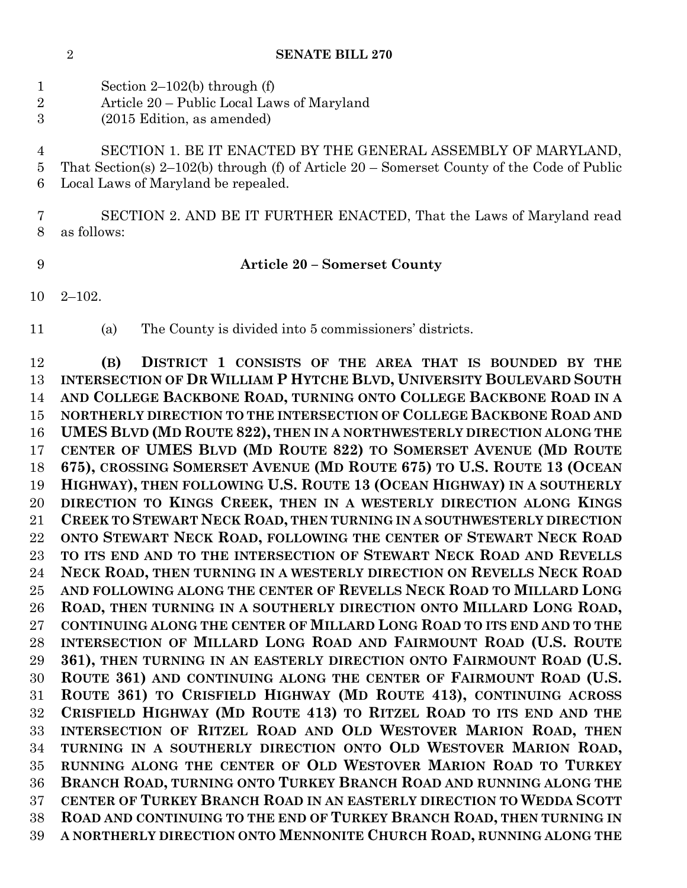Section 2–102(b) through (f)
Article 20 – Public Local Laws of Maryland
(2015 Edition, as amended)

SECTION 1. BE IT ENACTED BY THE GENERAL ASSEMBLY OF MARYLAND, That Section(s) 2–102(b) through (f) of Article 20 – Somerset County of the Code of Public Local Laws of Maryland be repealed.

SECTION 2. AND BE IT FURTHER ENACTED, That the Laws of Maryland read as follows:

**Article 20 – Somerset County**

2–102.

(a) The County is divided into 5 commissioners' districts.

**(B) DISTRICT 1 CONSISTS OF THE AREA THAT IS BOUNDED BY THE INTERSECTION OF DR WILLIAM P HYTCHE BLVD, UNIVERSITY BOULEVARD SOUTH AND COLLEGE BACKBONE ROAD, TURNING ONTO COLLEGE BACKBONE ROAD IN A NORTHERLY DIRECTION TO THE INTERSECTION OF COLLEGE BACKBONE ROAD AND UMES BLVD (MD ROUTE 822), THEN IN A NORTHWESTERLY DIRECTION ALONG THE CENTER OF UMES BLVD (MD ROUTE 822) TO SOMERSET AVENUE (MD ROUTE 675), CROSSING SOMERSET AVENUE (MD ROUTE 675) TO U.S. ROUTE 13 (OCEAN HIGHWAY), THEN FOLLOWING U.S. ROUTE 13 (OCEAN HIGHWAY) IN A SOUTHERLY DIRECTION TO KINGS CREEK, THEN IN A WESTERLY DIRECTION ALONG KINGS CREEK TO STEWART NECK ROAD, THEN TURNING IN A SOUTHWESTERLY DIRECTION ONTO STEWART NECK ROAD, FOLLOWING THE CENTER OF STEWART NECK ROAD TO ITS END AND TO THE INTERSECTION OF STEWART NECK ROAD AND REVELLS NECK ROAD, THEN TURNING IN A WESTERLY DIRECTION ON REVELLS NECK ROAD AND FOLLOWING ALONG THE CENTER OF REVELLS NECK ROAD TO MILLARD LONG ROAD, THEN TURNING IN A SOUTHERLY DIRECTION ONTO MILLARD LONG ROAD, CONTINUING ALONG THE CENTER OF MILLARD LONG ROAD TO ITS END AND TO THE INTERSECTION OF MILLARD LONG ROAD AND FAIRMOUNT ROAD (U.S. ROUTE 361), THEN TURNING IN AN EASTERLY DIRECTION ONTO FAIRMOUNT ROAD (U.S. ROUTE 361) AND CONTINUING ALONG THE CENTER OF FAIRMOUNT ROAD (U.S. ROUTE 361) TO CRISFIELD HIGHWAY (MD ROUTE 413), CONTINUING ACROSS CRISFIELD HIGHWAY (MD ROUTE 413) TO RITZEL ROAD TO ITS END AND THE INTERSECTION OF RITZEL ROAD AND OLD WESTOVER MARION ROAD, THEN TURNING IN A SOUTHERLY DIRECTION ONTO OLD WESTOVER MARION ROAD, RUNNING ALONG THE CENTER OF OLD WESTOVER MARION ROAD TO TURKEY BRANCH ROAD, TURNING ONTO TURKEY BRANCH ROAD AND RUNNING ALONG THE CENTER OF TURKEY BRANCH ROAD IN AN EASTERLY DIRECTION TO WEDDA SCOTT ROAD AND CONTINUING TO THE END OF TURKEY BRANCH ROAD, THEN TURNING IN A NORTHERLY DIRECTION ONTO MENNONITE CHURCH ROAD, RUNNING ALONG THE**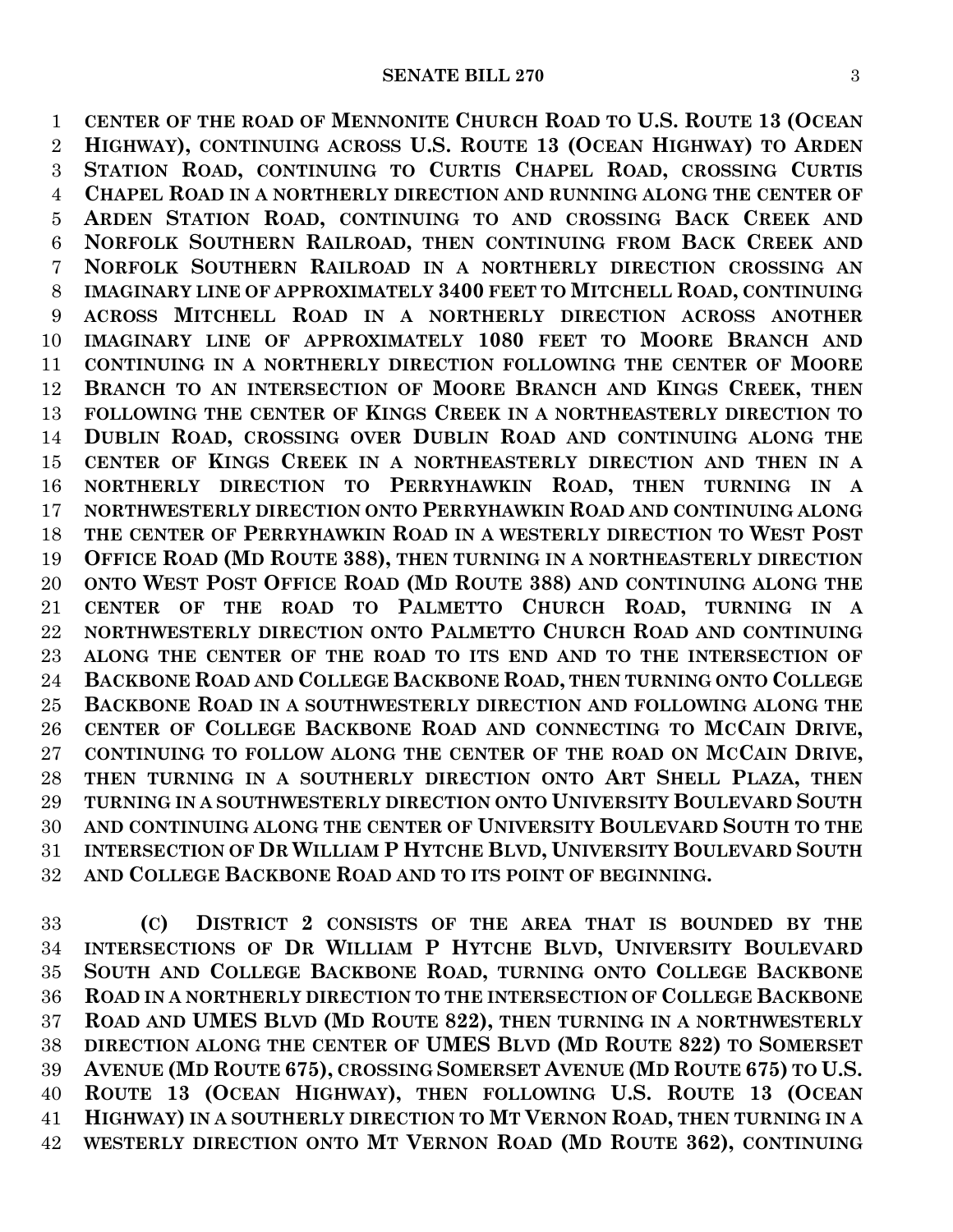**CENTER OF THE ROAD OF MENNONITE CHURCH ROAD TO U.S. ROUTE 13 (OCEAN HIGHWAY), CONTINUING ACROSS U.S. ROUTE 13 (OCEAN HIGHWAY) TO ARDEN STATION ROAD, CONTINUING TO CURTIS CHAPEL ROAD, CROSSING CURTIS CHAPEL ROAD IN A NORTHERLY DIRECTION AND RUNNING ALONG THE CENTER OF ARDEN STATION ROAD, CONTINUING TO AND CROSSING BACK CREEK AND NORFOLK SOUTHERN RAILROAD, THEN CONTINUING FROM BACK CREEK AND NORFOLK SOUTHERN RAILROAD IN A NORTHERLY DIRECTION CROSSING AN IMAGINARY LINE OF APPROXIMATELY 3400 FEET TO MITCHELL ROAD, CONTINUING ACROSS MITCHELL ROAD IN A NORTHERLY DIRECTION ACROSS ANOTHER IMAGINARY LINE OF APPROXIMATELY 1080 FEET TO MOORE BRANCH AND CONTINUING IN A NORTHERLY DIRECTION FOLLOWING THE CENTER OF MOORE BRANCH TO AN INTERSECTION OF MOORE BRANCH AND KINGS CREEK, THEN FOLLOWING THE CENTER OF KINGS CREEK IN A NORTHEASTERLY DIRECTION TO DUBLIN ROAD, CROSSING OVER DUBLIN ROAD AND CONTINUING ALONG THE CENTER OF KINGS CREEK IN A NORTHEASTERLY DIRECTION AND THEN IN A NORTHERLY DIRECTION TO PERRYHAWKIN ROAD, THEN TURNING IN A NORTHWESTERLY DIRECTION ONTO PERRYHAWKIN ROAD AND CONTINUING ALONG THE CENTER OF PERRYHAWKIN ROAD IN A WESTERLY DIRECTION TO WEST POST OFFICE ROAD (MD ROUTE 388), THEN TURNING IN A NORTHEASTERLY DIRECTION ONTO WEST POST OFFICE ROAD (MD ROUTE 388) AND CONTINUING ALONG THE CENTER OF THE ROAD TO PALMETTO CHURCH ROAD, TURNING IN A NORTHWESTERLY DIRECTION ONTO PALMETTO CHURCH ROAD AND CONTINUING ALONG THE CENTER OF THE ROAD TO ITS END AND TO THE INTERSECTION OF BACKBONE ROAD AND COLLEGE BACKBONE ROAD, THEN TURNING ONTO COLLEGE BACKBONE ROAD IN A SOUTHWESTERLY DIRECTION AND FOLLOWING ALONG THE CENTER OF COLLEGE BACKBONE ROAD AND CONNECTING TO MCCAIN DRIVE, CONTINUING TO FOLLOW ALONG THE CENTER OF THE ROAD ON MCCAIN DRIVE, THEN TURNING IN A SOUTHERLY DIRECTION ONTO ART SHELL PLAZA, THEN TURNING IN A SOUTHWESTERLY DIRECTION ONTO UNIVERSITY BOULEVARD SOUTH AND CONTINUING ALONG THE CENTER OF UNIVERSITY BOULEVARD SOUTH TO THE INTERSECTION OF DR WILLIAM P HYTCHE BLVD, UNIVERSITY BOULEVARD SOUTH AND COLLEGE BACKBONE ROAD AND TO ITS POINT OF BEGINNING.**

**(C) DISTRICT 2 CONSISTS OF THE AREA THAT IS BOUNDED BY THE INTERSECTIONS OF DR WILLIAM P HYTCHE BLVD, UNIVERSITY BOULEVARD SOUTH AND COLLEGE BACKBONE ROAD, TURNING ONTO COLLEGE BACKBONE ROAD IN A NORTHERLY DIRECTION TO THE INTERSECTION OF COLLEGE BACKBONE ROAD AND UMES BLVD (MD ROUTE 822), THEN TURNING IN A NORTHWESTERLY DIRECTION ALONG THE CENTER OF UMES BLVD (MD ROUTE 822) TO SOMERSET AVENUE (MD ROUTE 675), CROSSING SOMERSET AVENUE (MD ROUTE 675) TO U.S. ROUTE 13 (OCEAN HIGHWAY), THEN FOLLOWING U.S. ROUTE 13 (OCEAN HIGHWAY) IN A SOUTHERLY DIRECTION TO MT VERNON ROAD, THEN TURNING IN A WESTERLY DIRECTION ONTO MT VERNON ROAD (MD ROUTE 362), CONTINUING**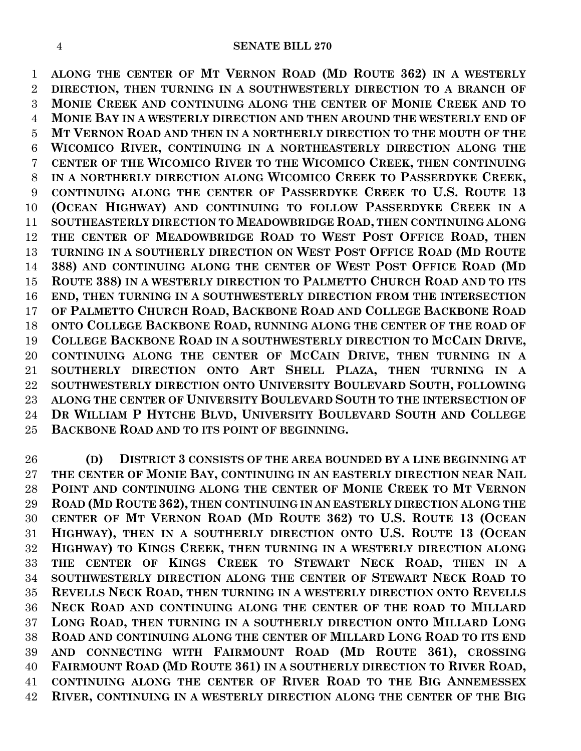**ALONG THE CENTER OF MT VERNON ROAD (MD ROUTE 362) IN A WESTERLY DIRECTION, THEN TURNING IN A SOUTHWESTERLY DIRECTION TO A BRANCH OF MONIE CREEK AND CONTINUING ALONG THE CENTER OF MONIE CREEK AND TO MONIE BAY IN A WESTERLY DIRECTION AND THEN AROUND THE WESTERLY END OF MT VERNON ROAD AND THEN IN A NORTHERLY DIRECTION TO THE MOUTH OF THE WICOMICO RIVER, CONTINUING IN A NORTHEASTERLY DIRECTION ALONG THE CENTER OF THE WICOMICO RIVER TO THE WICOMICO CREEK, THEN CONTINUING IN A NORTHERLY DIRECTION ALONG WICOMICO CREEK TO PASSERDYKE CREEK, CONTINUING ALONG THE CENTER OF PASSERDYKE CREEK TO U.S. ROUTE 13 (OCEAN HIGHWAY) AND CONTINUING TO FOLLOW PASSERDYKE CREEK IN A SOUTHEASTERLY DIRECTION TO MEADOWBRIDGE ROAD, THEN CONTINUING ALONG THE CENTER OF MEADOWBRIDGE ROAD TO WEST POST OFFICE ROAD, THEN TURNING IN A SOUTHERLY DIRECTION ON WEST POST OFFICE ROAD (MD ROUTE 388) AND CONTINUING ALONG THE CENTER OF WEST POST OFFICE ROAD (MD ROUTE 388) IN A WESTERLY DIRECTION TO PALMETTO CHURCH ROAD AND TO ITS END, THEN TURNING IN A SOUTHWESTERLY DIRECTION FROM THE INTERSECTION OF PALMETTO CHURCH ROAD, BACKBONE ROAD AND COLLEGE BACKBONE ROAD ONTO COLLEGE BACKBONE ROAD, RUNNING ALONG THE CENTER OF THE ROAD OF COLLEGE BACKBONE ROAD IN A SOUTHWESTERLY DIRECTION TO MCCAIN DRIVE, CONTINUING ALONG THE CENTER OF MCCAIN DRIVE, THEN TURNING IN A SOUTHERLY DIRECTION ONTO ART SHELL PLAZA, THEN TURNING IN A SOUTHWESTERLY DIRECTION ONTO UNIVERSITY BOULEVARD SOUTH, FOLLOWING ALONG THE CENTER OF UNIVERSITY BOULEVARD SOUTH TO THE INTERSECTION OF DR WILLIAM P HYTCHE BLVD, UNIVERSITY BOULEVARD SOUTH AND COLLEGE BACKBONE ROAD AND TO ITS POINT OF BEGINNING.**

**(D) DISTRICT 3 CONSISTS OF THE AREA BOUNDED BY A LINE BEGINNING AT THE CENTER OF MONIE BAY, CONTINUING IN AN EASTERLY DIRECTION NEAR NAIL POINT AND CONTINUING ALONG THE CENTER OF MONIE CREEK TO MT VERNON ROAD (MD ROUTE 362), THEN CONTINUING IN AN EASTERLY DIRECTION ALONG THE CENTER OF MT VERNON ROAD (MD ROUTE 362) TO U.S. ROUTE 13 (OCEAN HIGHWAY), THEN IN A SOUTHERLY DIRECTION ONTO U.S. ROUTE 13 (OCEAN HIGHWAY) TO KINGS CREEK, THEN TURNING IN A WESTERLY DIRECTION ALONG THE CENTER OF KINGS CREEK TO STEWART NECK ROAD, THEN IN A SOUTHWESTERLY DIRECTION ALONG THE CENTER OF STEWART NECK ROAD TO REVELLS NECK ROAD, THEN TURNING IN A WESTERLY DIRECTION ONTO REVELLS NECK ROAD AND CONTINUING ALONG THE CENTER OF THE ROAD TO MILLARD LONG ROAD, THEN TURNING IN A SOUTHERLY DIRECTION ONTO MILLARD LONG ROAD AND CONTINUING ALONG THE CENTER OF MILLARD LONG ROAD TO ITS END AND CONNECTING WITH FAIRMOUNT ROAD (MD ROUTE 361), CROSSING FAIRMOUNT ROAD (MD ROUTE 361) IN A SOUTHERLY DIRECTION TO RIVER ROAD, CONTINUING ALONG THE CENTER OF RIVER ROAD TO THE BIG ANNEMESSEX RIVER, CONTINUING IN A WESTERLY DIRECTION ALONG THE CENTER OF THE BIG**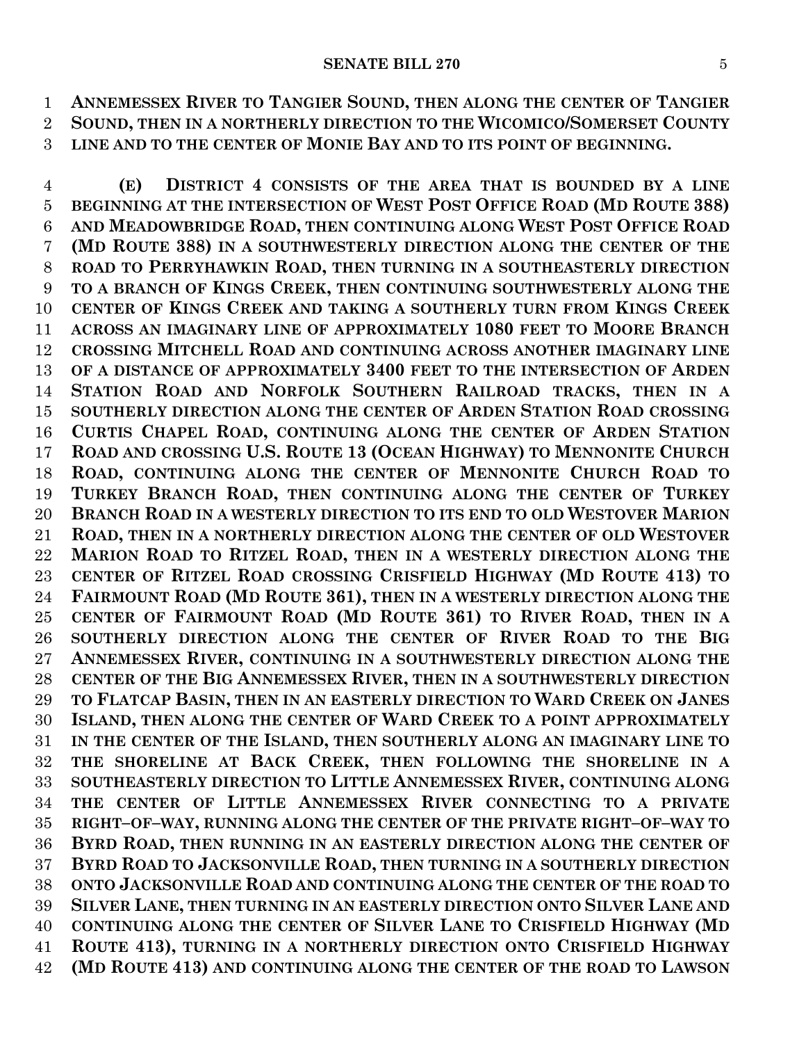**ANNEMESSEX RIVER TO TANGIER SOUND, THEN ALONG THE CENTER OF TANGIER SOUND, THEN IN A NORTHERLY DIRECTION TO THE WICOMICO/SOMERSET COUNTY LINE AND TO THE CENTER OF MONIE BAY AND TO ITS POINT OF BEGINNING.**

**(E) DISTRICT 4 CONSISTS OF THE AREA THAT IS BOUNDED BY A LINE BEGINNING AT THE INTERSECTION OF WEST POST OFFICE ROAD (MD ROUTE 388) AND MEADOWBRIDGE ROAD, THEN CONTINUING ALONG WEST POST OFFICE ROAD (MD ROUTE 388) IN A SOUTHWESTERLY DIRECTION ALONG THE CENTER OF THE ROAD TO PERRYHAWKIN ROAD, THEN TURNING IN A SOUTHEASTERLY DIRECTION TO A BRANCH OF KINGS CREEK, THEN CONTINUING SOUTHWESTERLY ALONG THE CENTER OF KINGS CREEK AND TAKING A SOUTHERLY TURN FROM KINGS CREEK ACROSS AN IMAGINARY LINE OF APPROXIMATELY 1080 FEET TO MOORE BRANCH CROSSING MITCHELL ROAD AND CONTINUING ACROSS ANOTHER IMAGINARY LINE OF A DISTANCE OF APPROXIMATELY 3400 FEET TO THE INTERSECTION OF ARDEN STATION ROAD AND NORFOLK SOUTHERN RAILROAD TRACKS, THEN IN A SOUTHERLY DIRECTION ALONG THE CENTER OF ARDEN STATION ROAD CROSSING CURTIS CHAPEL ROAD, CONTINUING ALONG THE CENTER OF ARDEN STATION ROAD AND CROSSING U.S. ROUTE 13 (OCEAN HIGHWAY) TO MENNONITE CHURCH ROAD, CONTINUING ALONG THE CENTER OF MENNONITE CHURCH ROAD TO TURKEY BRANCH ROAD, THEN CONTINUING ALONG THE CENTER OF TURKEY BRANCH ROAD IN A WESTERLY DIRECTION TO ITS END TO OLD WESTOVER MARION ROAD, THEN IN A NORTHERLY DIRECTION ALONG THE CENTER OF OLD WESTOVER MARION ROAD TO RITZEL ROAD, THEN IN A WESTERLY DIRECTION ALONG THE CENTER OF RITZEL ROAD CROSSING CRISFIELD HIGHWAY (MD ROUTE 413) TO FAIRMOUNT ROAD (MD ROUTE 361), THEN IN A WESTERLY DIRECTION ALONG THE CENTER OF FAIRMOUNT ROAD (MD ROUTE 361) TO RIVER ROAD, THEN IN A SOUTHERLY DIRECTION ALONG THE CENTER OF RIVER ROAD TO THE BIG ANNEMESSEX RIVER, CONTINUING IN A SOUTHWESTERLY DIRECTION ALONG THE CENTER OF THE BIG ANNEMESSEX RIVER, THEN IN A SOUTHWESTERLY DIRECTION TO FLATCAP BASIN, THEN IN AN EASTERLY DIRECTION TO WARD CREEK ON JANES ISLAND, THEN ALONG THE CENTER OF WARD CREEK TO A POINT APPROXIMATELY IN THE CENTER OF THE ISLAND, THEN SOUTHERLY ALONG AN IMAGINARY LINE TO THE SHORELINE AT BACK CREEK, THEN FOLLOWING THE SHORELINE IN A SOUTHEASTERLY DIRECTION TO LITTLE ANNEMESSEX RIVER, CONTINUING ALONG THE CENTER OF LITTLE ANNEMESSEX RIVER CONNECTING TO A PRIVATE RIGHT–OF–WAY, RUNNING ALONG THE CENTER OF THE PRIVATE RIGHT–OF–WAY TO BYRD ROAD, THEN RUNNING IN AN EASTERLY DIRECTION ALONG THE CENTER OF BYRD ROAD TO JACKSONVILLE ROAD, THEN TURNING IN A SOUTHERLY DIRECTION ONTO JACKSONVILLE ROAD AND CONTINUING ALONG THE CENTER OF THE ROAD TO SILVER LANE, THEN TURNING IN AN EASTERLY DIRECTION ONTO SILVER LANE AND CONTINUING ALONG THE CENTER OF SILVER LANE TO CRISFIELD HIGHWAY (MD ROUTE 413), TURNING IN A NORTHERLY DIRECTION ONTO CRISFIELD HIGHWAY (MD ROUTE 413) AND CONTINUING ALONG THE CENTER OF THE ROAD TO LAWSON**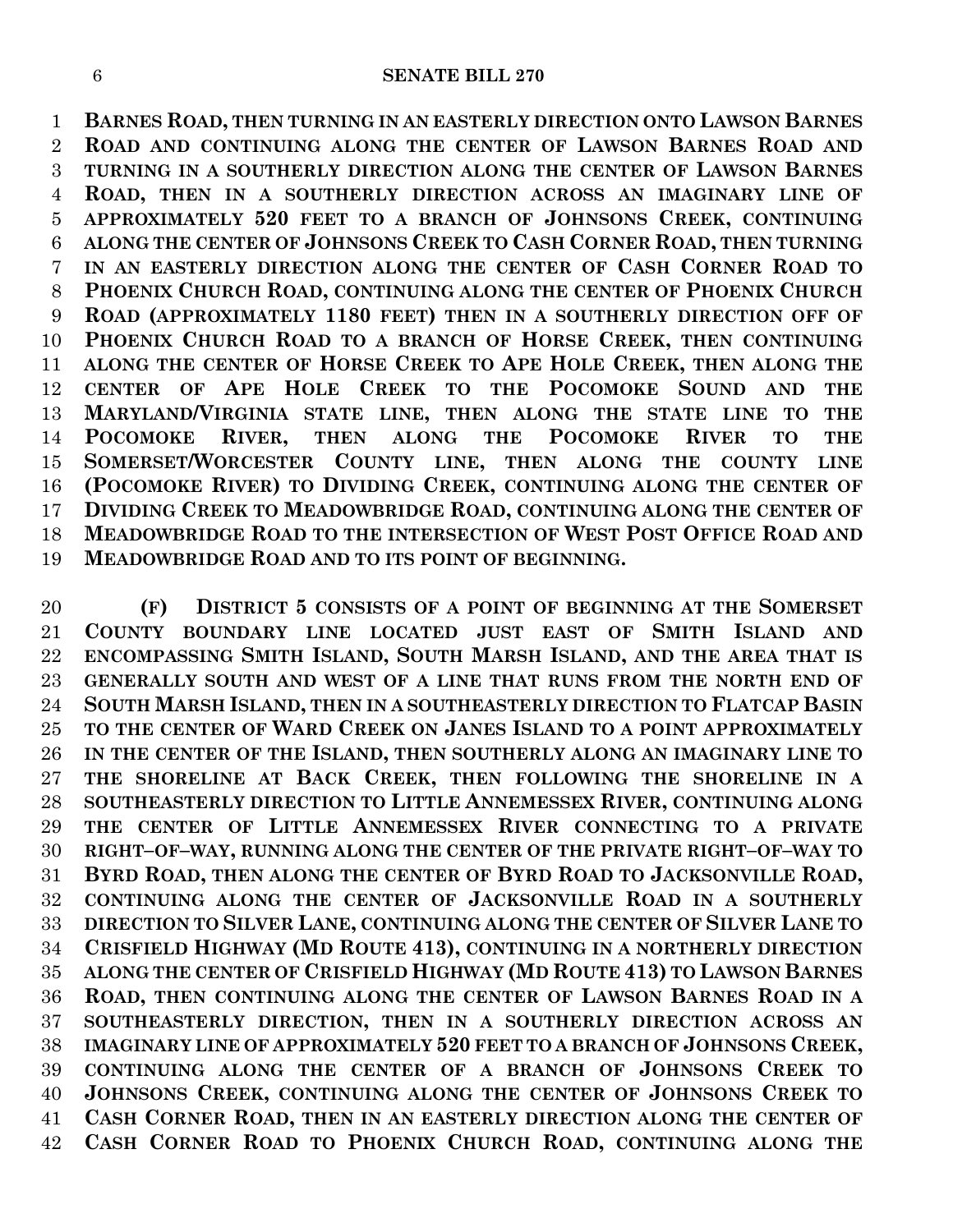**BARNES ROAD, THEN TURNING IN AN EASTERLY DIRECTION ONTO LAWSON BARNES ROAD AND CONTINUING ALONG THE CENTER OF LAWSON BARNES ROAD AND TURNING IN A SOUTHERLY DIRECTION ALONG THE CENTER OF LAWSON BARNES ROAD, THEN IN A SOUTHERLY DIRECTION ACROSS AN IMAGINARY LINE OF APPROXIMATELY 520 FEET TO A BRANCH OF JOHNSONS CREEK, CONTINUING ALONG THE CENTER OF JOHNSONS CREEK TO CASH CORNER ROAD, THEN TURNING IN AN EASTERLY DIRECTION ALONG THE CENTER OF CASH CORNER ROAD TO PHOENIX CHURCH ROAD, CONTINUING ALONG THE CENTER OF PHOENIX CHURCH ROAD (APPROXIMATELY 1180 FEET) THEN IN A SOUTHERLY DIRECTION OFF OF PHOENIX CHURCH ROAD TO A BRANCH OF HORSE CREEK, THEN CONTINUING ALONG THE CENTER OF HORSE CREEK TO APE HOLE CREEK, THEN ALONG THE CENTER OF APE HOLE CREEK TO THE POCOMOKE SOUND AND THE MARYLAND/VIRGINIA STATE LINE, THEN ALONG THE STATE LINE TO THE POCOMOKE RIVER, THEN ALONG THE POCOMOKE RIVER TO THE SOMERSET/WORCESTER COUNTY LINE, THEN ALONG THE COUNTY LINE (POCOMOKE RIVER) TO DIVIDING CREEK, CONTINUING ALONG THE CENTER OF DIVIDING CREEK TO MEADOWBRIDGE ROAD, CONTINUING ALONG THE CENTER OF MEADOWBRIDGE ROAD TO THE INTERSECTION OF WEST POST OFFICE ROAD AND MEADOWBRIDGE ROAD AND TO ITS POINT OF BEGINNING.**

**(F) DISTRICT 5 CONSISTS OF A POINT OF BEGINNING AT THE SOMERSET COUNTY BOUNDARY LINE LOCATED JUST EAST OF SMITH ISLAND AND ENCOMPASSING SMITH ISLAND, SOUTH MARSH ISLAND, AND THE AREA THAT IS GENERALLY SOUTH AND WEST OF A LINE THAT RUNS FROM THE NORTH END OF SOUTH MARSH ISLAND, THEN IN A SOUTHEASTERLY DIRECTION TO FLATCAP BASIN TO THE CENTER OF WARD CREEK ON JANES ISLAND TO A POINT APPROXIMATELY IN THE CENTER OF THE ISLAND, THEN SOUTHERLY ALONG AN IMAGINARY LINE TO THE SHORELINE AT BACK CREEK, THEN FOLLOWING THE SHORELINE IN A SOUTHEASTERLY DIRECTION TO LITTLE ANNEMESSEX RIVER, CONTINUING ALONG THE CENTER OF LITTLE ANNEMESSEX RIVER CONNECTING TO A PRIVATE RIGHT–OF–WAY, RUNNING ALONG THE CENTER OF THE PRIVATE RIGHT–OF–WAY TO BYRD ROAD, THEN ALONG THE CENTER OF BYRD ROAD TO JACKSONVILLE ROAD, CONTINUING ALONG THE CENTER OF JACKSONVILLE ROAD IN A SOUTHERLY DIRECTION TO SILVER LANE, CONTINUING ALONG THE CENTER OF SILVER LANE TO CRISFIELD HIGHWAY (MD ROUTE 413), CONTINUING IN A NORTHERLY DIRECTION ALONG THE CENTER OF CRISFIELD HIGHWAY (MD ROUTE 413) TO LAWSON BARNES ROAD, THEN CONTINUING ALONG THE CENTER OF LAWSON BARNES ROAD IN A SOUTHEASTERLY DIRECTION, THEN IN A SOUTHERLY DIRECTION ACROSS AN IMAGINARY LINE OF APPROXIMATELY 520 FEET TO A BRANCH OF JOHNSONS CREEK, CONTINUING ALONG THE CENTER OF A BRANCH OF JOHNSONS CREEK TO JOHNSONS CREEK, CONTINUING ALONG THE CENTER OF JOHNSONS CREEK TO CASH CORNER ROAD, THEN IN AN EASTERLY DIRECTION ALONG THE CENTER OF CASH CORNER ROAD TO PHOENIX CHURCH ROAD, CONTINUING ALONG THE**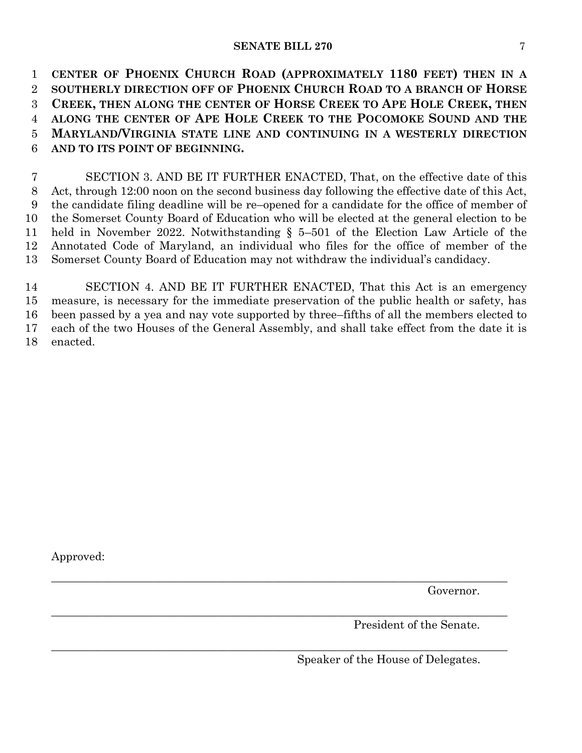**CENTER OF PHOENIX CHURCH ROAD (APPROXIMATELY 1180 FEET) THEN IN A SOUTHERLY DIRECTION OFF OF PHOENIX CHURCH ROAD TO A BRANCH OF HORSE CREEK, THEN ALONG THE CENTER OF HORSE CREEK TO APE HOLE CREEK, THEN ALONG THE CENTER OF APE HOLE CREEK TO THE POCOMOKE SOUND AND THE MARYLAND/VIRGINIA STATE LINE AND CONTINUING IN A WESTERLY DIRECTION AND TO ITS POINT OF BEGINNING.**

SECTION 3. AND BE IT FURTHER ENACTED, That, on the effective date of this Act, through 12:00 noon on the second business day following the effective date of this Act, the candidate filing deadline will be re–opened for a candidate for the office of member of the Somerset County Board of Education who will be elected at the general election to be held in November 2022. Notwithstanding § 5–501 of the Election Law Article of the Annotated Code of Maryland, an individual who files for the office of member of the Somerset County Board of Education may not withdraw the individual's candidacy.

SECTION 4. AND BE IT FURTHER ENACTED, That this Act is an emergency measure, is necessary for the immediate preservation of the public health or safety, has been passed by a yea and nay vote supported by three–fifths of all the members elected to each of the two Houses of the General Assembly, and shall take effect from the date it is enacted.

Approved:

\_\_\_\_\_\_\_\_\_\_\_\_\_\_\_\_\_\_\_\_\_\_\_\_\_\_\_\_\_\_\_\_\_\_\_\_\_\_\_\_\_\_\_\_\_\_\_\_

Governor.

\_\_\_\_\_\_\_\_\_\_\_\_\_\_\_\_\_\_\_\_\_\_\_\_\_\_\_\_\_\_\_\_\_\_\_\_\_\_\_\_\_\_\_\_\_\_\_\_

President of the Senate.

\_\_\_\_\_\_\_\_\_\_\_\_\_\_\_\_\_\_\_\_\_\_\_\_\_\_\_\_\_\_\_\_\_\_\_\_\_\_\_\_\_\_\_\_\_\_\_\_

Speaker of the House of Delegates.